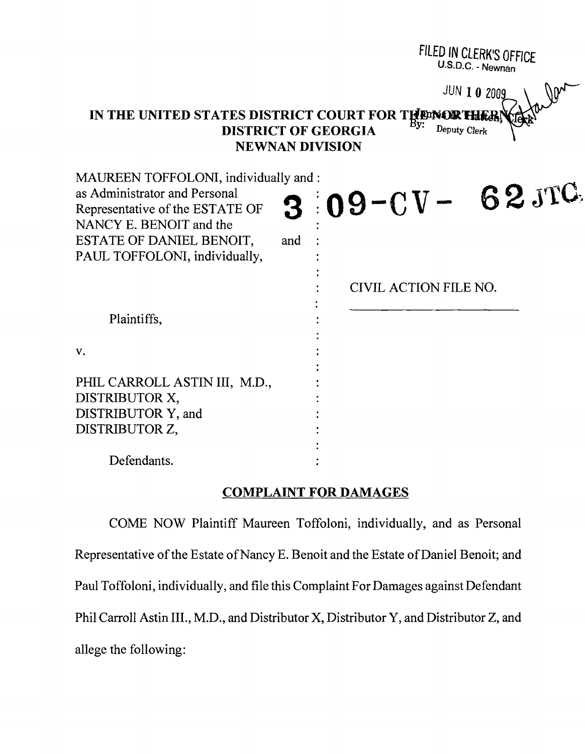FILED IN CLERK'S OFFICE
U.S.D.C. - Newnan

JUN 10 2009

James N. Hatten, Clerk
By: Deputy Clerk

**IN THE UNITED STATES DISTRICT COURT FOR THE NORTHERN DISTRICT OF GEORGIA**
**NEWNAN DIVISION**

| | | |
|---|---|---|
| MAUREEN TOFFOLONI, individually and as Administrator and Personal Representative of the ESTATE OF NANCY E. BENOIT and the ESTATE OF DANIEL BENOIT, and PAUL TOFFOLONI, individually, | : | 3 09-CV- 62 JTC |
| | : | CIVIL ACTION FILE NO. |
| Plaintiffs, | : | |
| v. | : | |
| PHIL CARROLL ASTIN III, M.D., DISTRIBUTOR X, DISTRIBUTOR Y, and DISTRIBUTOR Z, | : | |
| Defendants. | : | |

## COMPLAINT FOR DAMAGES

COME NOW Plaintiff Maureen Toffoloni, individually, and as Personal Representative of the Estate of Nancy E. Benoit and the Estate of Daniel Benoit; and Paul Toffoloni, individually, and file this Complaint For Damages against Defendant Phil Carroll Astin III., M.D., and Distributor X, Distributor Y, and Distributor Z, and allege the following: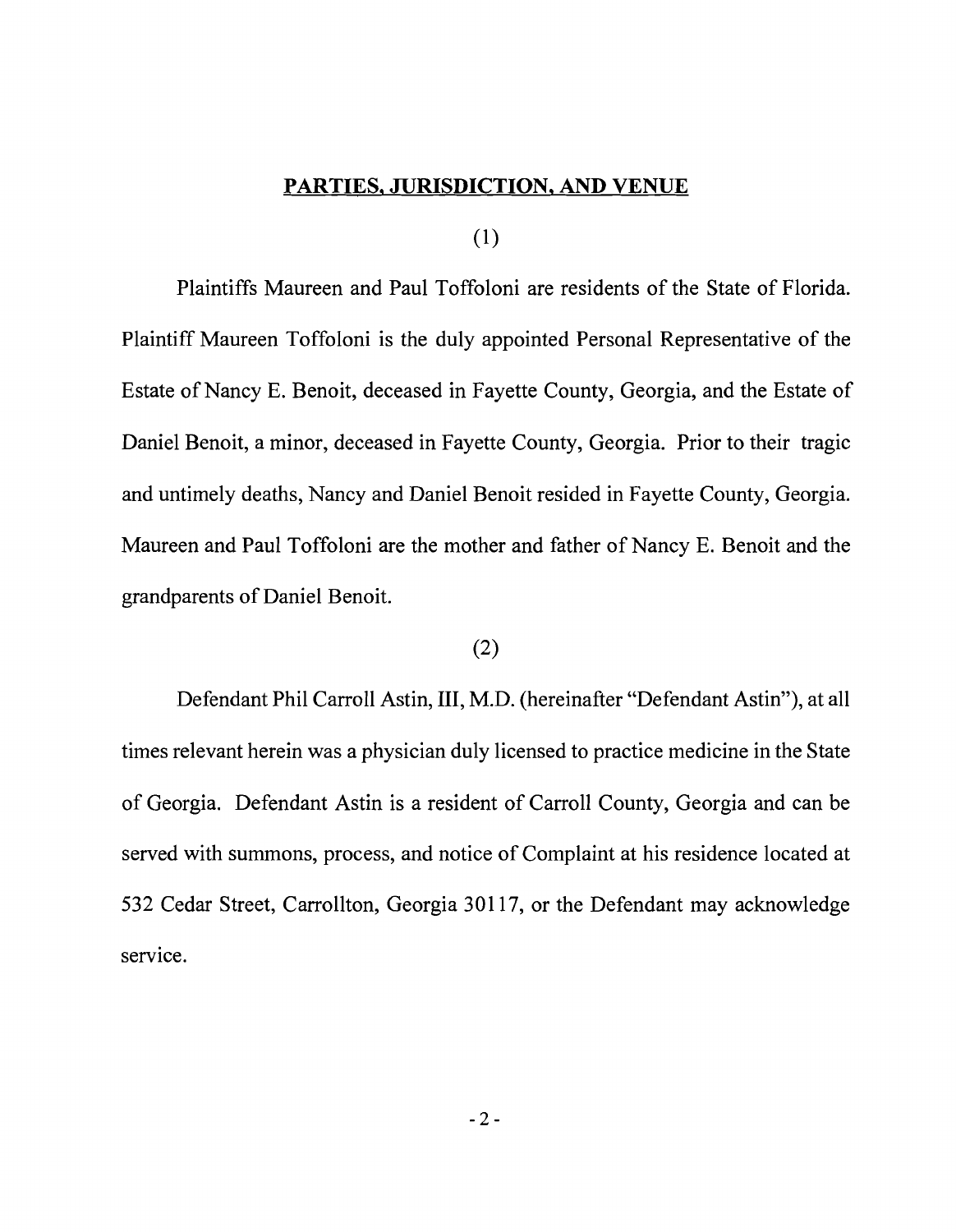## PARTIES, JURISDICTION, AND VENUE

(1)

Plaintiffs Maureen and Paul Toffoloni are residents of the State of Florida. Plaintiff Maureen Toffoloni is the duly appointed Personal Representative of the Estate of Nancy E. Benoit, deceased in Fayette County, Georgia, and the Estate of Daniel Benoit, a minor, deceased in Fayette County, Georgia. Prior to their tragic and untimely deaths, Nancy and Daniel Benoit resided in Fayette County, Georgia. Maureen and Paul Toffoloni are the mother and father of Nancy E. Benoit and the grandparents of Daniel Benoit.

(2)

Defendant Phil Carroll Astin, III, M.D. (hereinafter "Defendant Astin"), at all times relevant herein was a physician duly licensed to practice medicine in the State of Georgia. Defendant Astin is a resident of Carroll County, Georgia and can be served with summons, process, and notice of Complaint at his residence located at 532 Cedar Street, Carrollton, Georgia 30117, or the Defendant may acknowledge service.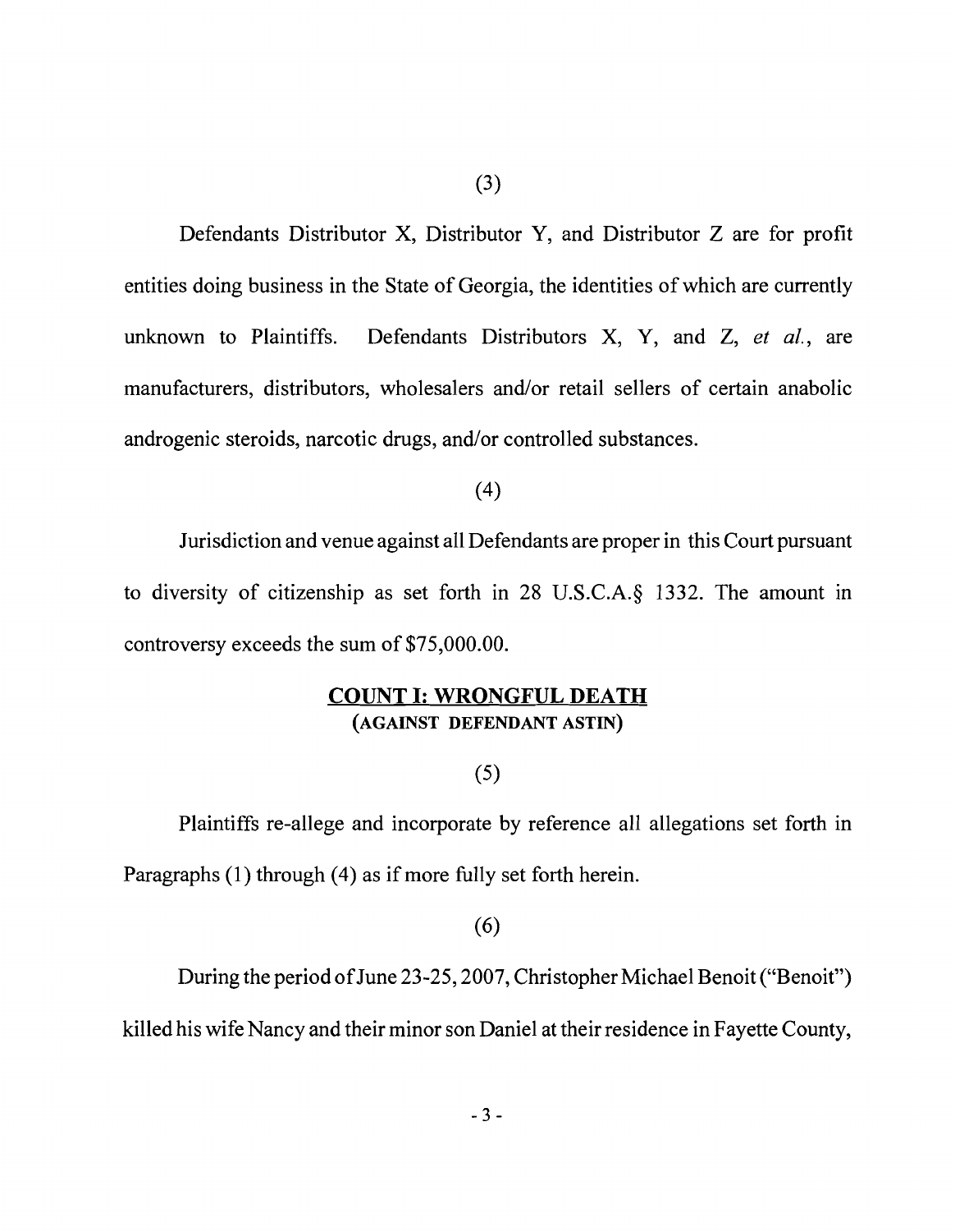(3)

Defendants Distributor X, Distributor Y, and Distributor Z are for profit entities doing business in the State of Georgia, the identities of which are currently unknown to Plaintiffs. Defendants Distributors X, Y, and Z, *et al.*, are manufacturers, distributors, wholesalers and/or retail sellers of certain anabolic androgenic steroids, narcotic drugs, and/or controlled substances.

(4)

Jurisdiction and venue against all Defendants are proper in this Court pursuant to diversity of citizenship as set forth in 28 U.S.C.A.§ 1332. The amount in controversy exceeds the sum of $75,000.00.

## COUNT I: WRONGFUL DEATH
**(AGAINST DEFENDANT ASTIN)**

(5)

Plaintiffs re-allege and incorporate by reference all allegations set forth in Paragraphs (1) through (4) as if more fully set forth herein.

(6)

During the period of June 23-25, 2007, Christopher Michael Benoit ("Benoit") killed his wife Nancy and their minor son Daniel at their residence in Fayette County,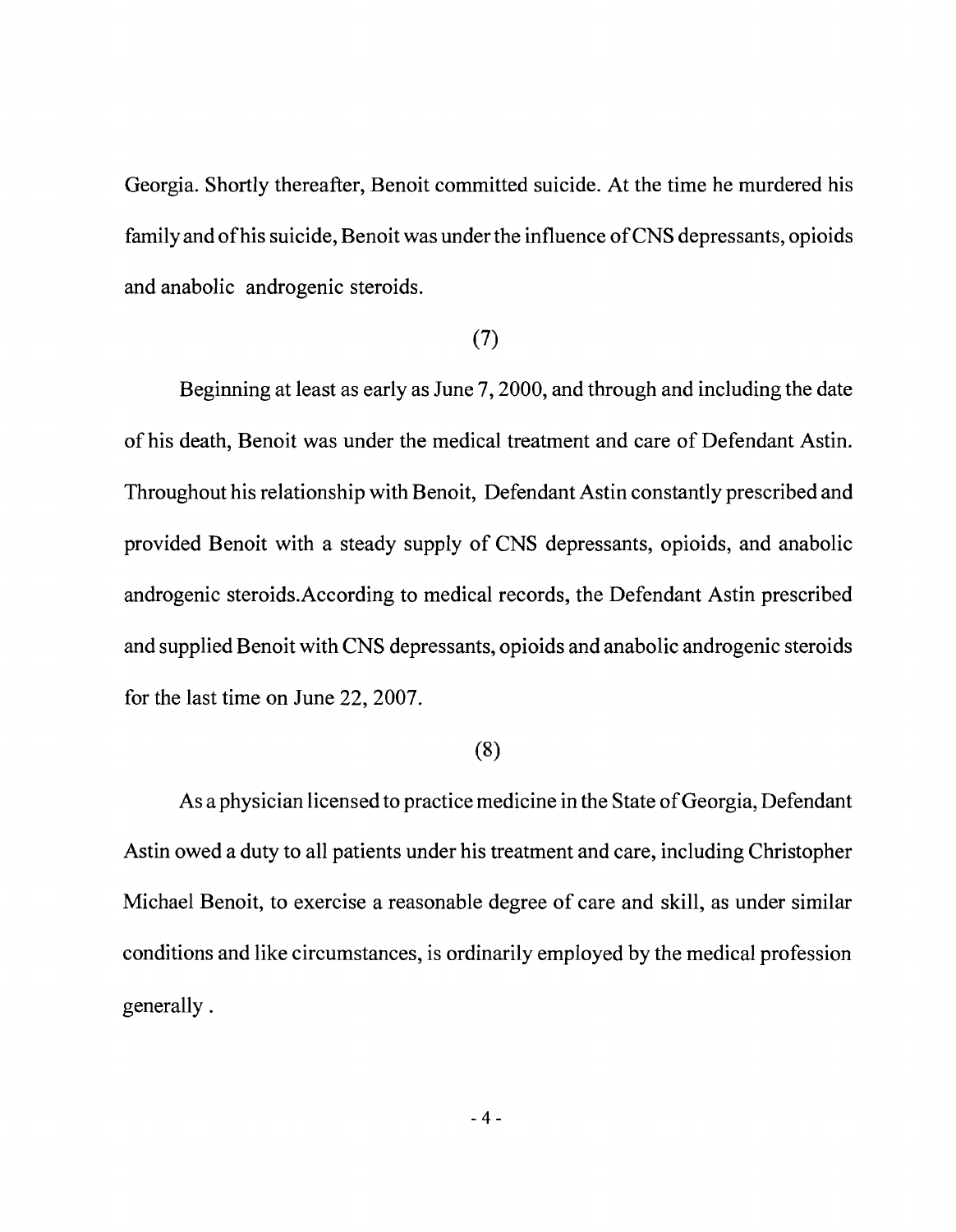Georgia. Shortly thereafter, Benoit committed suicide. At the time he murdered his family and of his suicide, Benoit was under the influence of CNS depressants, opioids and anabolic androgenic steroids.

(7)

Beginning at least as early as June 7, 2000, and through and including the date of his death, Benoit was under the medical treatment and care of Defendant Astin. Throughout his relationship with Benoit, Defendant Astin constantly prescribed and provided Benoit with a steady supply of CNS depressants, opioids, and anabolic androgenic steroids.According to medical records, the Defendant Astin prescribed and supplied Benoit with CNS depressants, opioids and anabolic androgenic steroids for the last time on June 22, 2007.

(8)

As a physician licensed to practice medicine in the State of Georgia, Defendant Astin owed a duty to all patients under his treatment and care, including Christopher Michael Benoit, to exercise a reasonable degree of care and skill, as under similar conditions and like circumstances, is ordinarily employed by the medical profession generally .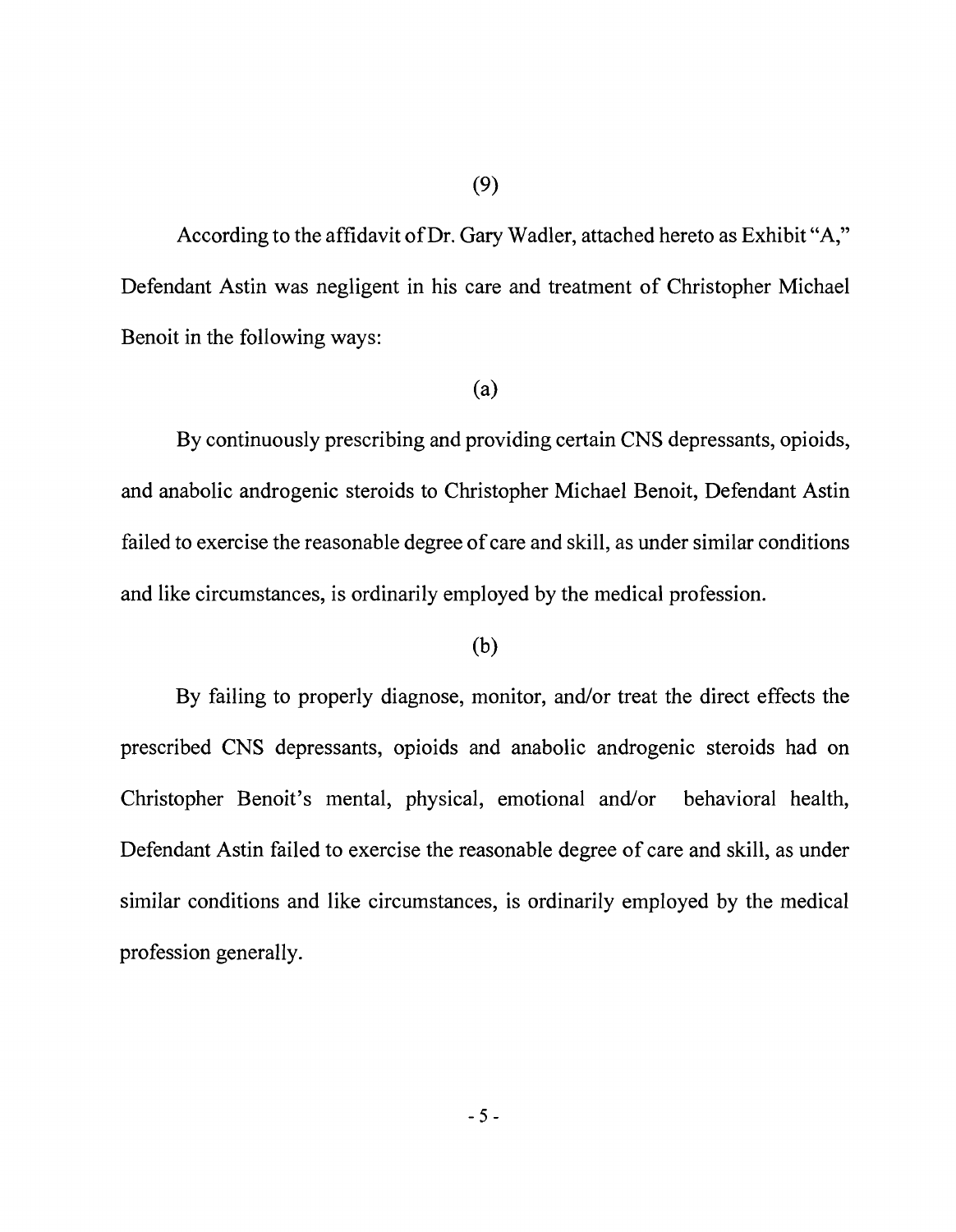(9)

According to the affidavit of Dr. Gary Wadler, attached hereto as Exhibit "A," Defendant Astin was negligent in his care and treatment of Christopher Michael Benoit in the following ways:

(a)

By continuously prescribing and providing certain CNS depressants, opioids, and anabolic androgenic steroids to Christopher Michael Benoit, Defendant Astin failed to exercise the reasonable degree of care and skill, as under similar conditions and like circumstances, is ordinarily employed by the medical profession.

(b)

By failing to properly diagnose, monitor, and/or treat the direct effects the prescribed CNS depressants, opioids and anabolic androgenic steroids had on Christopher Benoit's mental, physical, emotional and/or behavioral health, Defendant Astin failed to exercise the reasonable degree of care and skill, as under similar conditions and like circumstances, is ordinarily employed by the medical profession generally.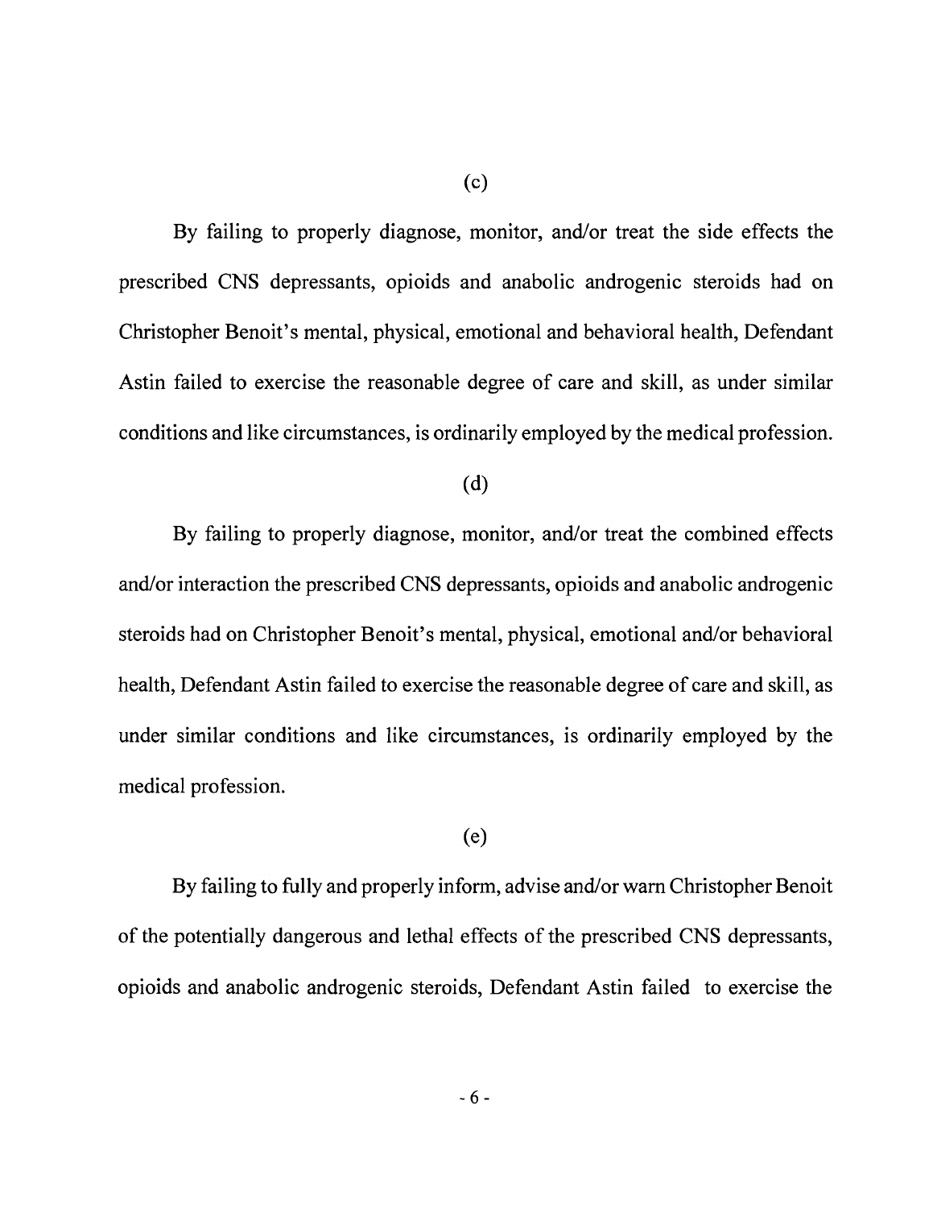(c)

By failing to properly diagnose, monitor, and/or treat the side effects the prescribed CNS depressants, opioids and anabolic androgenic steroids had on Christopher Benoit's mental, physical, emotional and behavioral health, Defendant Astin failed to exercise the reasonable degree of care and skill, as under similar conditions and like circumstances, is ordinarily employed by the medical profession.

(d)

By failing to properly diagnose, monitor, and/or treat the combined effects and/or interaction the prescribed CNS depressants, opioids and anabolic androgenic steroids had on Christopher Benoit's mental, physical, emotional and/or behavioral health, Defendant Astin failed to exercise the reasonable degree of care and skill, as under similar conditions and like circumstances, is ordinarily employed by the medical profession.

(e)

By failing to fully and properly inform, advise and/or warn Christopher Benoit of the potentially dangerous and lethal effects of the prescribed CNS depressants, opioids and anabolic androgenic steroids, Defendant Astin failed to exercise the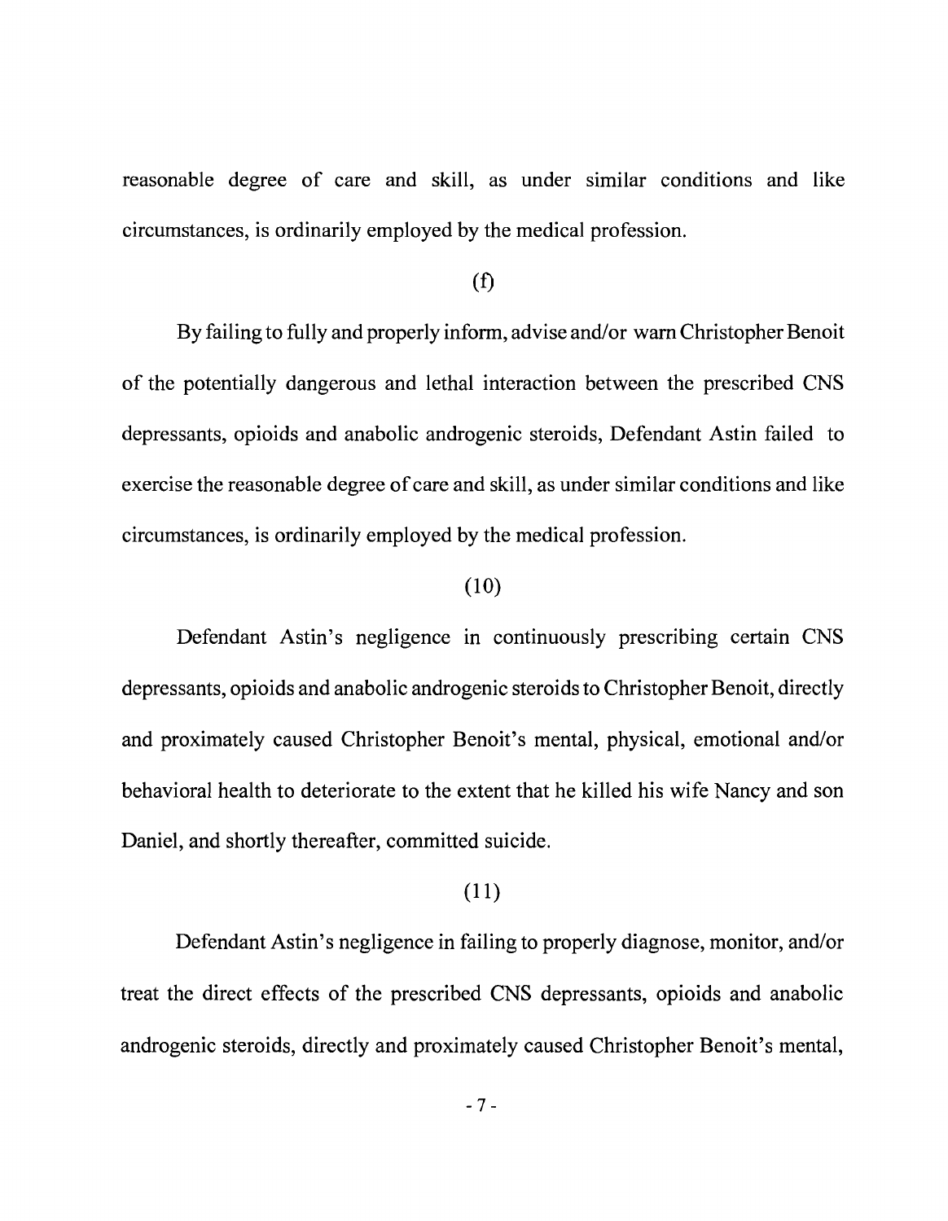reasonable degree of care and skill, as under similar conditions and like circumstances, is ordinarily employed by the medical profession.

(f)

By failing to fully and properly inform, advise and/or warn Christopher Benoit of the potentially dangerous and lethal interaction between the prescribed CNS depressants, opioids and anabolic androgenic steroids, Defendant Astin failed to exercise the reasonable degree of care and skill, as under similar conditions and like circumstances, is ordinarily employed by the medical profession.

(10)

Defendant Astin's negligence in continuously prescribing certain CNS depressants, opioids and anabolic androgenic steroids to Christopher Benoit, directly and proximately caused Christopher Benoit's mental, physical, emotional and/or behavioral health to deteriorate to the extent that he killed his wife Nancy and son Daniel, and shortly thereafter, committed suicide.

(11)

Defendant Astin's negligence in failing to properly diagnose, monitor, and/or treat the direct effects of the prescribed CNS depressants, opioids and anabolic androgenic steroids, directly and proximately caused Christopher Benoit's mental,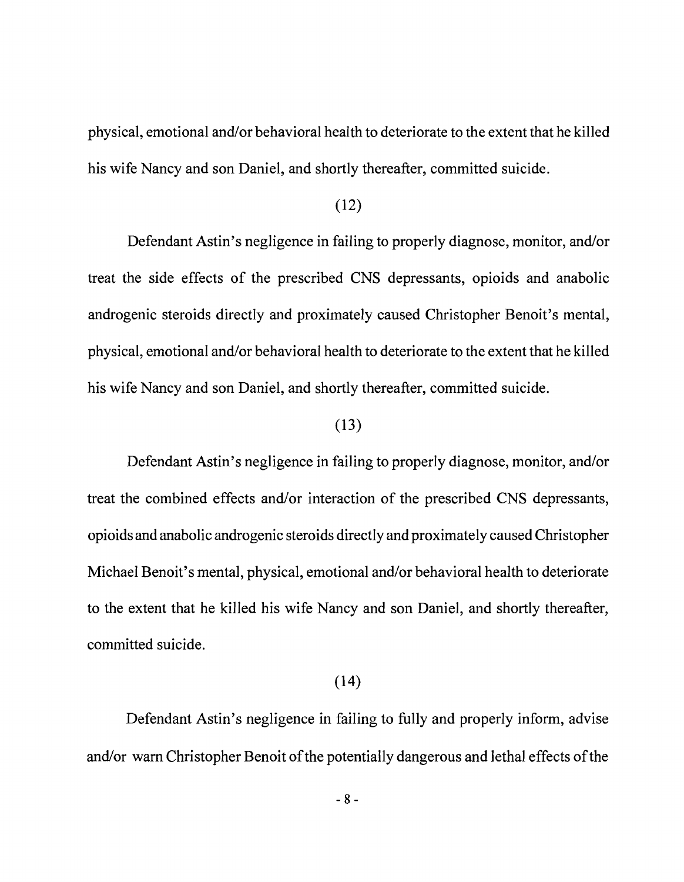physical, emotional and/or behavioral health to deteriorate to the extent that he killed his wife Nancy and son Daniel, and shortly thereafter, committed suicide.

(12)

Defendant Astin's negligence in failing to properly diagnose, monitor, and/or treat the side effects of the prescribed CNS depressants, opioids and anabolic androgenic steroids directly and proximately caused Christopher Benoit's mental, physical, emotional and/or behavioral health to deteriorate to the extent that he killed his wife Nancy and son Daniel, and shortly thereafter, committed suicide.

(13)

Defendant Astin's negligence in failing to properly diagnose, monitor, and/or treat the combined effects and/or interaction of the prescribed CNS depressants, opioids and anabolic androgenic steroids directly and proximately caused Christopher Michael Benoit's mental, physical, emotional and/or behavioral health to deteriorate to the extent that he killed his wife Nancy and son Daniel, and shortly thereafter, committed suicide.

(14)

Defendant Astin's negligence in failing to fully and properly inform, advise and/or warn Christopher Benoit of the potentially dangerous and lethal effects of the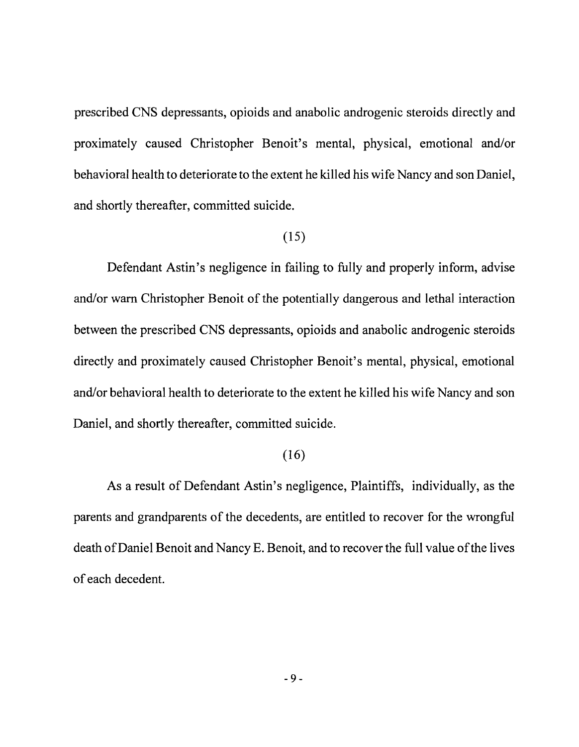prescribed CNS depressants, opioids and anabolic androgenic steroids directly and proximately caused Christopher Benoit's mental, physical, emotional and/or behavioral health to deteriorate to the extent he killed his wife Nancy and son Daniel, and shortly thereafter, committed suicide.

(15)

Defendant Astin's negligence in failing to fully and properly inform, advise and/or warn Christopher Benoit of the potentially dangerous and lethal interaction between the prescribed CNS depressants, opioids and anabolic androgenic steroids directly and proximately caused Christopher Benoit's mental, physical, emotional and/or behavioral health to deteriorate to the extent he killed his wife Nancy and son Daniel, and shortly thereafter, committed suicide.

(16)

As a result of Defendant Astin's negligence, Plaintiffs, individually, as the parents and grandparents of the decedents, are entitled to recover for the wrongful death of Daniel Benoit and Nancy E. Benoit, and to recover the full value of the lives of each decedent.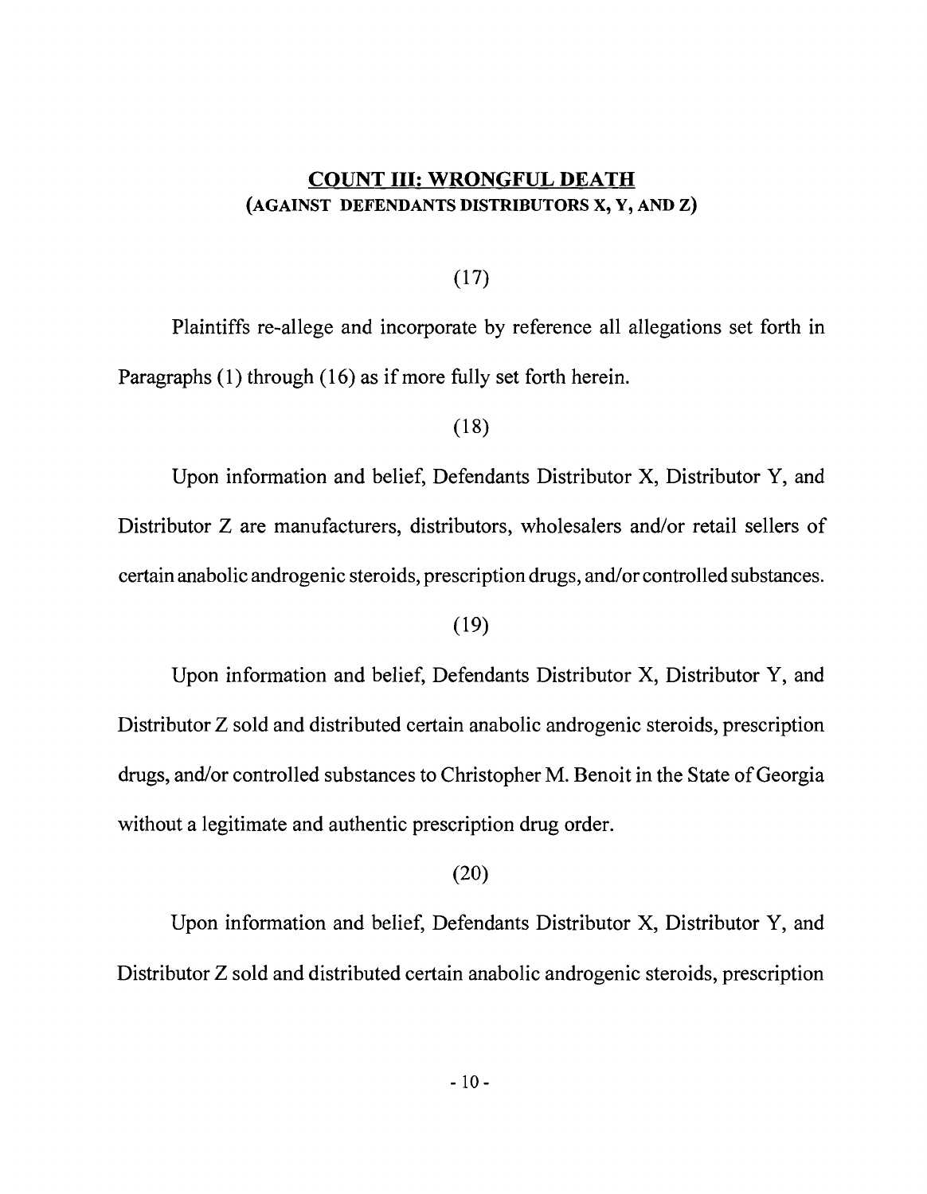## COUNT III: WRONGFUL DEATH
**(AGAINST DEFENDANTS DISTRIBUTORS X, Y, AND Z)**

(17)

Plaintiffs re-allege and incorporate by reference all allegations set forth in Paragraphs (1) through (16) as if more fully set forth herein.

(18)

Upon information and belief, Defendants Distributor X, Distributor Y, and Distributor Z are manufacturers, distributors, wholesalers and/or retail sellers of certain anabolic androgenic steroids, prescription drugs, and/or controlled substances.

(19)

Upon information and belief, Defendants Distributor X, Distributor Y, and Distributor Z sold and distributed certain anabolic androgenic steroids, prescription drugs, and/or controlled substances to Christopher M. Benoit in the State of Georgia without a legitimate and authentic prescription drug order.

(20)

Upon information and belief, Defendants Distributor X, Distributor Y, and Distributor Z sold and distributed certain anabolic androgenic steroids, prescription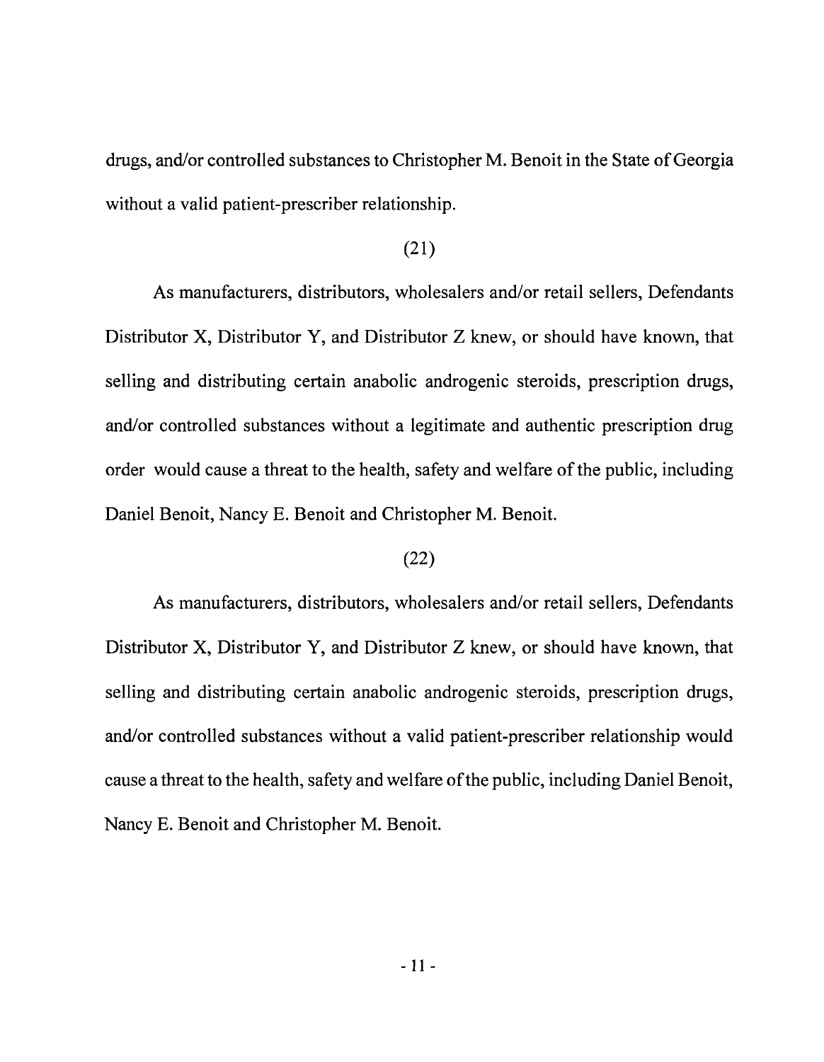drugs, and/or controlled substances to Christopher M. Benoit in the State of Georgia without a valid patient-prescriber relationship.

(21)

As manufacturers, distributors, wholesalers and/or retail sellers, Defendants Distributor X, Distributor Y, and Distributor Z knew, or should have known, that selling and distributing certain anabolic androgenic steroids, prescription drugs, and/or controlled substances without a legitimate and authentic prescription drug order would cause a threat to the health, safety and welfare of the public, including Daniel Benoit, Nancy E. Benoit and Christopher M. Benoit.

(22)

As manufacturers, distributors, wholesalers and/or retail sellers, Defendants Distributor X, Distributor Y, and Distributor Z knew, or should have known, that selling and distributing certain anabolic androgenic steroids, prescription drugs, and/or controlled substances without a valid patient-prescriber relationship would cause a threat to the health, safety and welfare of the public, including Daniel Benoit, Nancy E. Benoit and Christopher M. Benoit.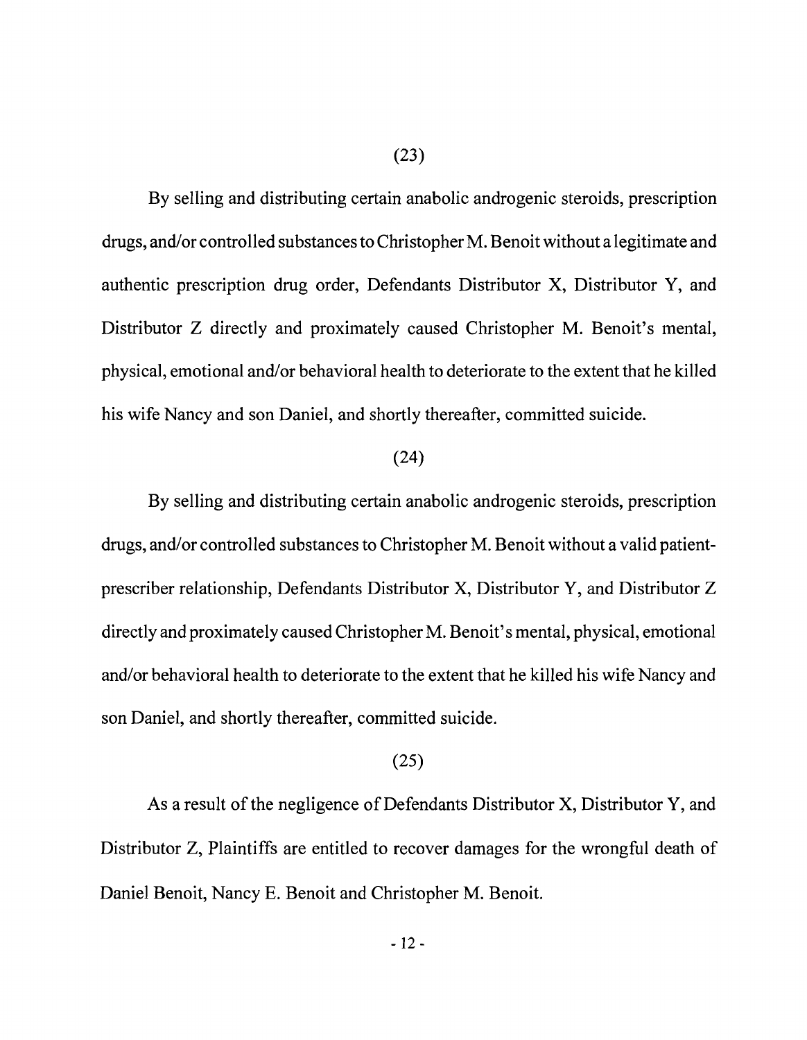(23)

By selling and distributing certain anabolic androgenic steroids, prescription drugs, and/or controlled substances to Christopher M. Benoit without a legitimate and authentic prescription drug order, Defendants Distributor X, Distributor Y, and Distributor Z directly and proximately caused Christopher M. Benoit's mental, physical, emotional and/or behavioral health to deteriorate to the extent that he killed his wife Nancy and son Daniel, and shortly thereafter, committed suicide.

(24)

By selling and distributing certain anabolic androgenic steroids, prescription drugs, and/or controlled substances to Christopher M. Benoit without a valid patient-prescriber relationship, Defendants Distributor X, Distributor Y, and Distributor Z directly and proximately caused Christopher M. Benoit's mental, physical, emotional and/or behavioral health to deteriorate to the extent that he killed his wife Nancy and son Daniel, and shortly thereafter, committed suicide.

(25)

As a result of the negligence of Defendants Distributor X, Distributor Y, and Distributor Z, Plaintiffs are entitled to recover damages for the wrongful death of Daniel Benoit, Nancy E. Benoit and Christopher M. Benoit.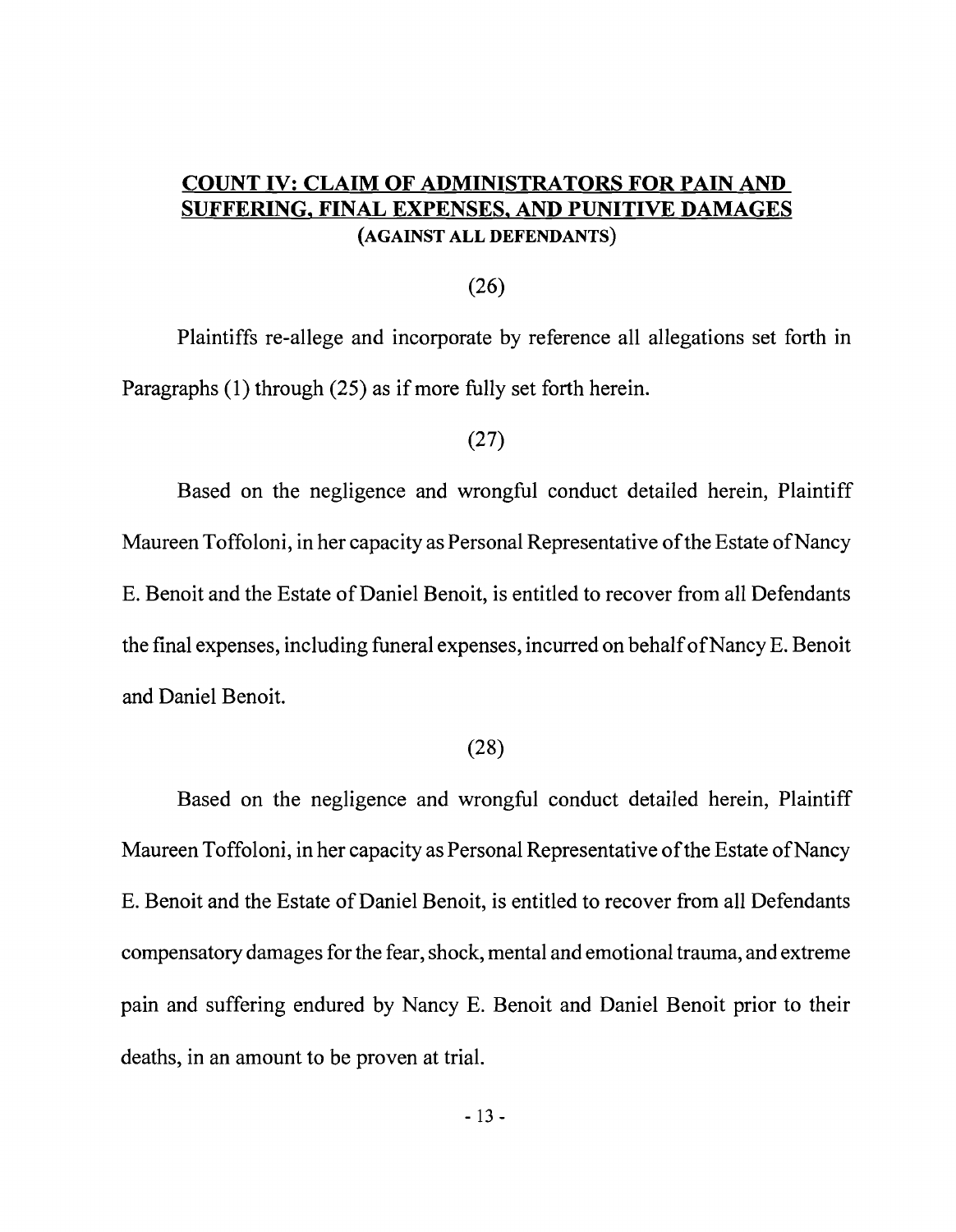## **COUNT IV: CLAIM OF ADMINISTRATORS FOR PAIN AND SUFFERING, FINAL EXPENSES, AND PUNITIVE DAMAGES**

**(AGAINST ALL DEFENDANTS)**

(26)

Plaintiffs re-allege and incorporate by reference all allegations set forth in Paragraphs (1) through (25) as if more fully set forth herein.

(27)

Based on the negligence and wrongful conduct detailed herein, Plaintiff Maureen Toffoloni, in her capacity as Personal Representative of the Estate of Nancy E. Benoit and the Estate of Daniel Benoit, is entitled to recover from all Defendants the final expenses, including funeral expenses, incurred on behalf of Nancy E. Benoit and Daniel Benoit.

(28)

Based on the negligence and wrongful conduct detailed herein, Plaintiff Maureen Toffoloni, in her capacity as Personal Representative of the Estate of Nancy E. Benoit and the Estate of Daniel Benoit, is entitled to recover from all Defendants compensatory damages for the fear, shock, mental and emotional trauma, and extreme pain and suffering endured by Nancy E. Benoit and Daniel Benoit prior to their deaths, in an amount to be proven at trial.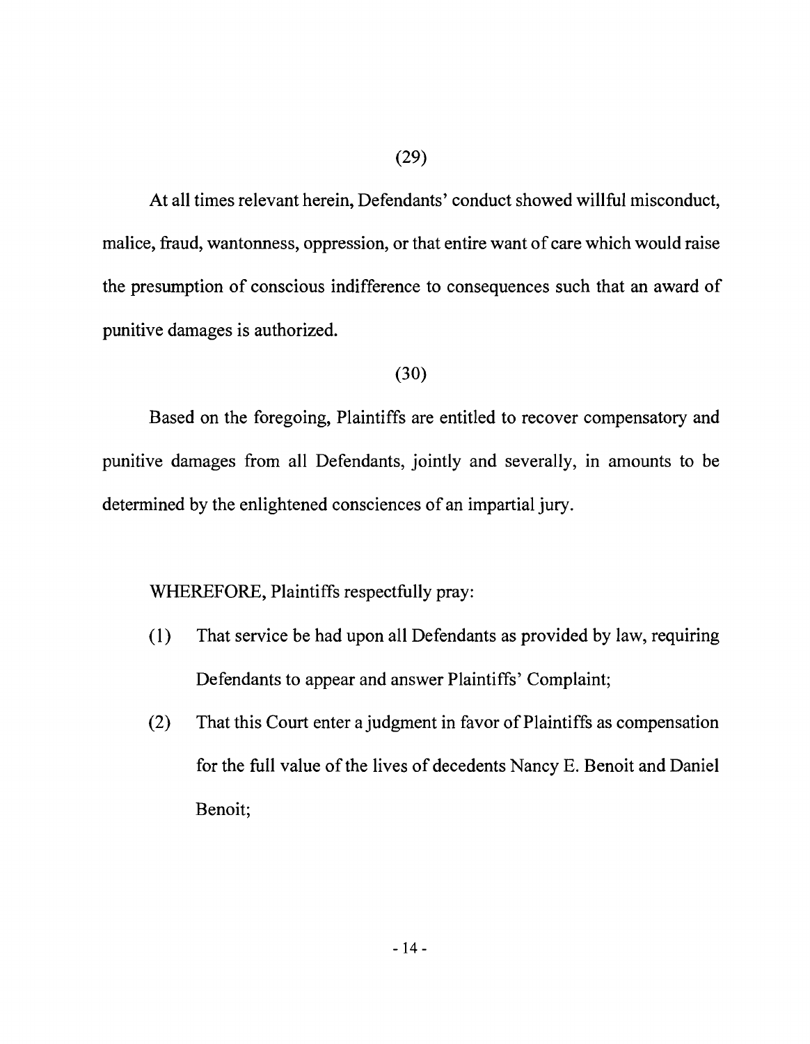(29)

At all times relevant herein, Defendants' conduct showed willful misconduct, malice, fraud, wantonness, oppression, or that entire want of care which would raise the presumption of conscious indifference to consequences such that an award of punitive damages is authorized.

(30)

Based on the foregoing, Plaintiffs are entitled to recover compensatory and punitive damages from all Defendants, jointly and severally, in amounts to be determined by the enlightened consciences of an impartial jury.

WHEREFORE, Plaintiffs respectfully pray:

(1) That service be had upon all Defendants as provided by law, requiring Defendants to appear and answer Plaintiffs' Complaint;

(2) That this Court enter a judgment in favor of Plaintiffs as compensation for the full value of the lives of decedents Nancy E. Benoit and Daniel Benoit;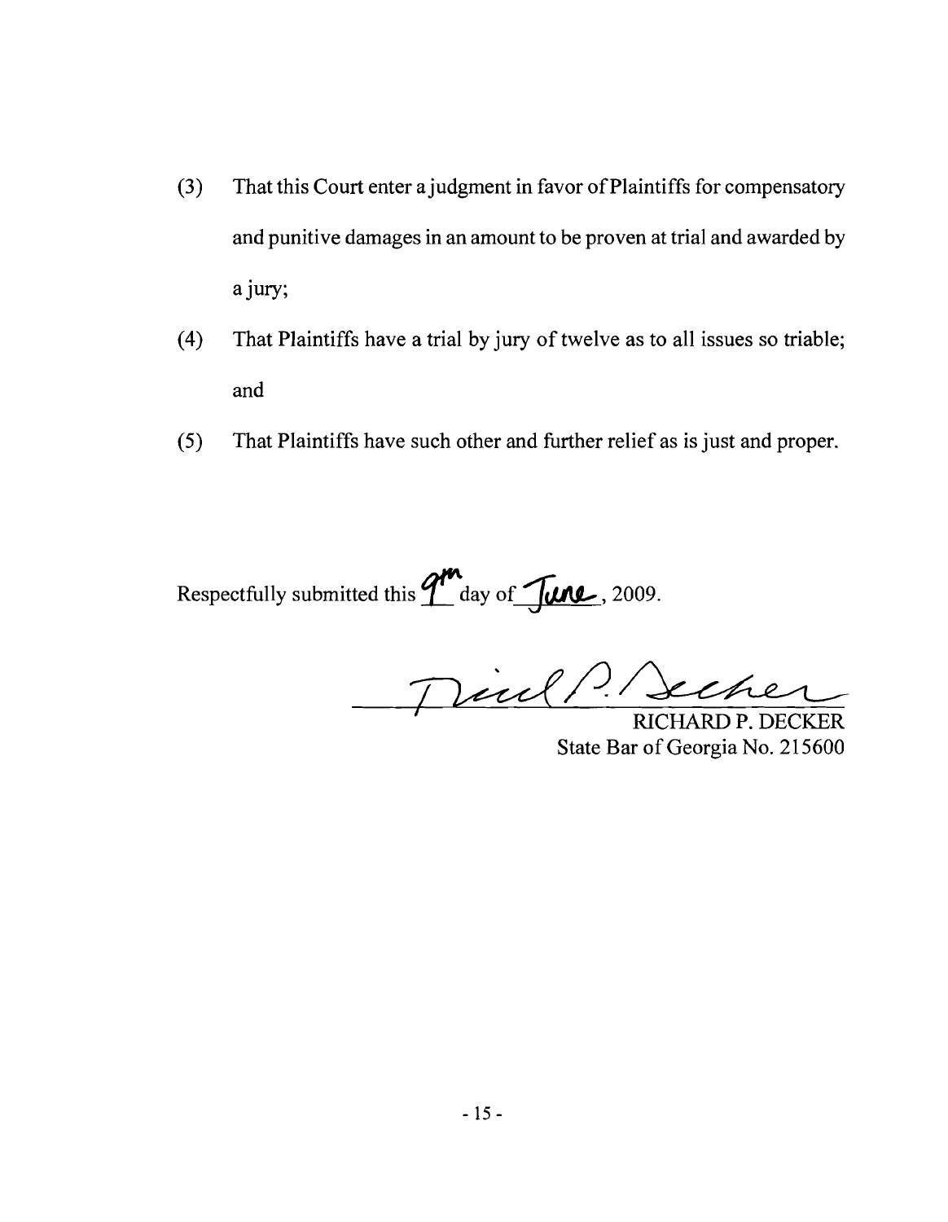(3) That this Court enter a judgment in favor of Plaintiffs for compensatory and punitive damages in an amount to be proven at trial and awarded by a jury;

(4) That Plaintiffs have a trial by jury of twelve as to all issues so triable; and

(5) That Plaintiffs have such other and further relief as is just and proper.

Respectfully submitted this 9th day of June, 2009.

RICHARD P. DECKER
State Bar of Georgia No. 215600